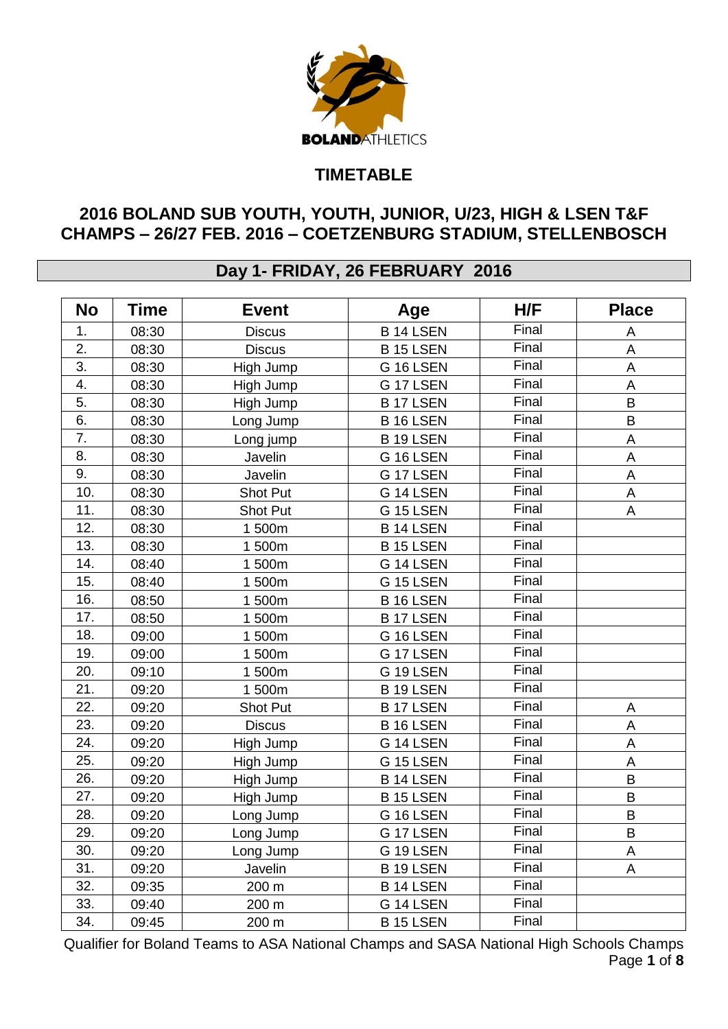BOLANDATHLETICS

# TIMETABLE

## 2016 BOLAND SUB YOUTH, YOUTH, JUNIOR, U/23, HIGH & LSEN T&F CHAMPS – 26/27 FEB. 2016 – COETZENBURG STADIUM, STELLENBOSCH

## Day 1- FRIDAY, 26 FEBRUARY 2016

| No | Time | Event | Age | H/F | Place |
|---|---|---|---|---|---|
| 1. | 08:30 | Discus | B 14 LSEN | Final | A |
| 2. | 08:30 | Discus | B 15 LSEN | Final | A |
| 3. | 08:30 | High Jump | G 16 LSEN | Final | A |
| 4. | 08:30 | High Jump | G 17 LSEN | Final | A |
| 5. | 08:30 | High Jump | B 17 LSEN | Final | B |
| 6. | 08:30 | Long Jump | B 16 LSEN | Final | B |
| 7. | 08:30 | Long jump | B 19 LSEN | Final | A |
| 8. | 08:30 | Javelin | G 16 LSEN | Final | A |
| 9. | 08:30 | Javelin | G 17 LSEN | Final | A |
| 10. | 08:30 | Shot Put | G 14 LSEN | Final | A |
| 11. | 08:30 | Shot Put | G 15 LSEN | Final | A |
| 12. | 08:30 | 1 500m | B 14 LSEN | Final | |
| 13. | 08:30 | 1 500m | B 15 LSEN | Final | |
| 14. | 08:40 | 1 500m | G 14 LSEN | Final | |
| 15. | 08:40 | 1 500m | G 15 LSEN | Final | |
| 16. | 08:50 | 1 500m | B 16 LSEN | Final | |
| 17. | 08:50 | 1 500m | B 17 LSEN | Final | |
| 18. | 09:00 | 1 500m | G 16 LSEN | Final | |
| 19. | 09:00 | 1 500m | G 17 LSEN | Final | |
| 20. | 09:10 | 1 500m | G 19 LSEN | Final | |
| 21. | 09:20 | 1 500m | B 19 LSEN | Final | |
| 22. | 09:20 | Shot Put | B 17 LSEN | Final | A |
| 23. | 09:20 | Discus | B 16 LSEN | Final | A |
| 24. | 09:20 | High Jump | G 14 LSEN | Final | A |
| 25. | 09:20 | High Jump | G 15 LSEN | Final | A |
| 26. | 09:20 | High Jump | B 14 LSEN | Final | B |
| 27. | 09:20 | High Jump | B 15 LSEN | Final | B |
| 28. | 09:20 | Long Jump | G 16 LSEN | Final | B |
| 29. | 09:20 | Long Jump | G 17 LSEN | Final | B |
| 30. | 09:20 | Long Jump | G 19 LSEN | Final | A |
| 31. | 09:20 | Javelin | B 19 LSEN | Final | A |
| 32. | 09:35 | 200 m | B 14 LSEN | Final | |
| 33. | 09:40 | 200 m | G 14 LSEN | Final | |
| 34. | 09:45 | 200 m | B 15 LSEN | Final | |

Qualifier for Boland Teams to ASA National Champs and SASA National High Schools Champs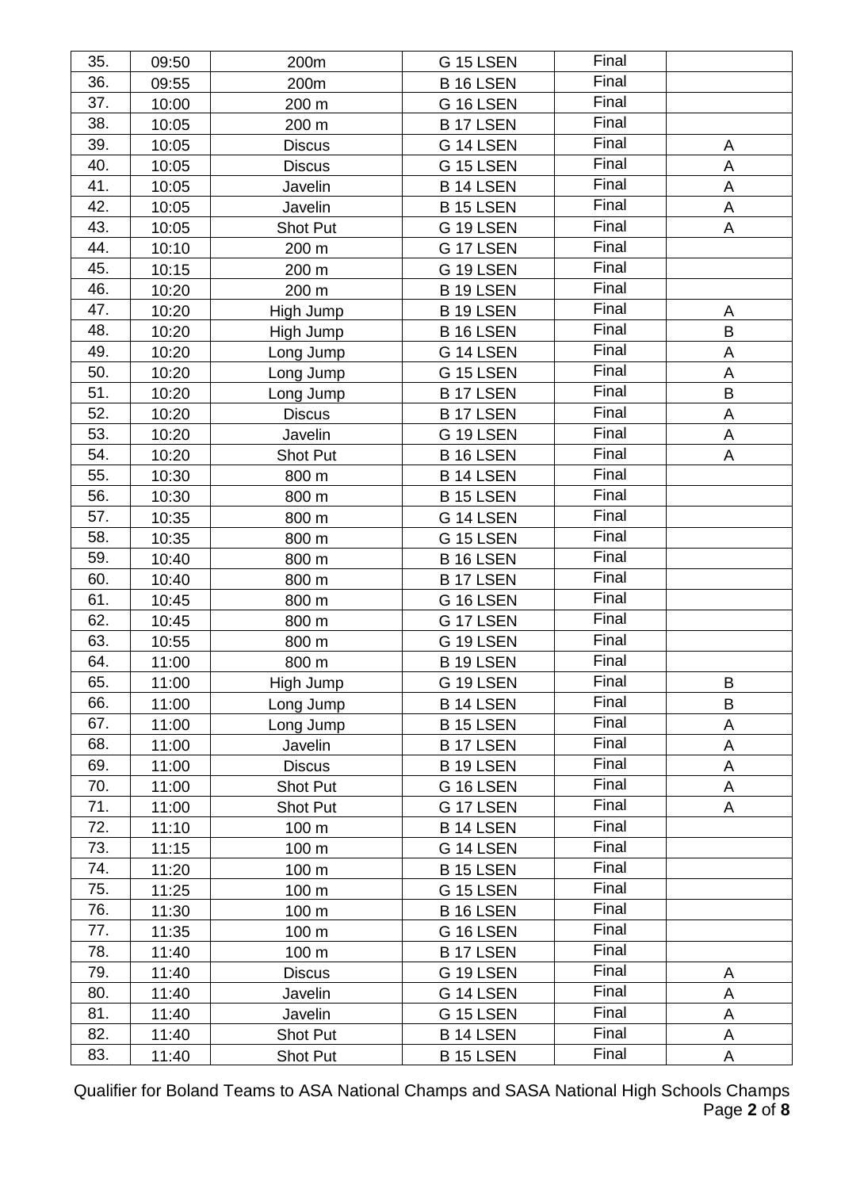| 35. | 09:50 | 200m | G 15 LSEN | Final | |
|---|---|---|---|---|---|
| 36. | 09:55 | 200m | B 16 LSEN | Final | |
| 37. | 10:00 | 200 m | G 16 LSEN | Final | |
| 38. | 10:05 | 200 m | B 17 LSEN | Final | |
| 39. | 10:05 | Discus | G 14 LSEN | Final | A |
| 40. | 10:05 | Discus | G 15 LSEN | Final | A |
| 41. | 10:05 | Javelin | B 14 LSEN | Final | A |
| 42. | 10:05 | Javelin | B 15 LSEN | Final | A |
| 43. | 10:05 | Shot Put | G 19 LSEN | Final | A |
| 44. | 10:10 | 200 m | G 17 LSEN | Final | |
| 45. | 10:15 | 200 m | G 19 LSEN | Final | |
| 46. | 10:20 | 200 m | B 19 LSEN | Final | |
| 47. | 10:20 | High Jump | B 19 LSEN | Final | A |
| 48. | 10:20 | High Jump | B 16 LSEN | Final | B |
| 49. | 10:20 | Long Jump | G 14 LSEN | Final | A |
| 50. | 10:20 | Long Jump | G 15 LSEN | Final | A |
| 51. | 10:20 | Long Jump | B 17 LSEN | Final | B |
| 52. | 10:20 | Discus | B 17 LSEN | Final | A |
| 53. | 10:20 | Javelin | G 19 LSEN | Final | A |
| 54. | 10:20 | Shot Put | B 16 LSEN | Final | A |
| 55. | 10:30 | 800 m | B 14 LSEN | Final | |
| 56. | 10:30 | 800 m | B 15 LSEN | Final | |
| 57. | 10:35 | 800 m | G 14 LSEN | Final | |
| 58. | 10:35 | 800 m | G 15 LSEN | Final | |
| 59. | 10:40 | 800 m | B 16 LSEN | Final | |
| 60. | 10:40 | 800 m | B 17 LSEN | Final | |
| 61. | 10:45 | 800 m | G 16 LSEN | Final | |
| 62. | 10:45 | 800 m | G 17 LSEN | Final | |
| 63. | 10:55 | 800 m | G 19 LSEN | Final | |
| 64. | 11:00 | 800 m | B 19 LSEN | Final | |
| 65. | 11:00 | High Jump | G 19 LSEN | Final | B |
| 66. | 11:00 | Long Jump | B 14 LSEN | Final | B |
| 67. | 11:00 | Long Jump | B 15 LSEN | Final | A |
| 68. | 11:00 | Javelin | B 17 LSEN | Final | A |
| 69. | 11:00 | Discus | B 19 LSEN | Final | A |
| 70. | 11:00 | Shot Put | G 16 LSEN | Final | A |
| 71. | 11:00 | Shot Put | G 17 LSEN | Final | A |
| 72. | 11:10 | 100 m | B 14 LSEN | Final | |
| 73. | 11:15 | 100 m | G 14 LSEN | Final | |
| 74. | 11:20 | 100 m | B 15 LSEN | Final | |
| 75. | 11:25 | 100 m | G 15 LSEN | Final | |
| 76. | 11:30 | 100 m | B 16 LSEN | Final | |
| 77. | 11:35 | 100 m | G 16 LSEN | Final | |
| 78. | 11:40 | 100 m | B 17 LSEN | Final | |
| 79. | 11:40 | Discus | G 19 LSEN | Final | A |
| 80. | 11:40 | Javelin | G 14 LSEN | Final | A |
| 81. | 11:40 | Javelin | G 15 LSEN | Final | A |
| 82. | 11:40 | Shot Put | B 14 LSEN | Final | A |
| 83. | 11:40 | Shot Put | B 15 LSEN | Final | A |

Qualifier for Boland Teams to ASA National Champs and SASA National High Schools Champs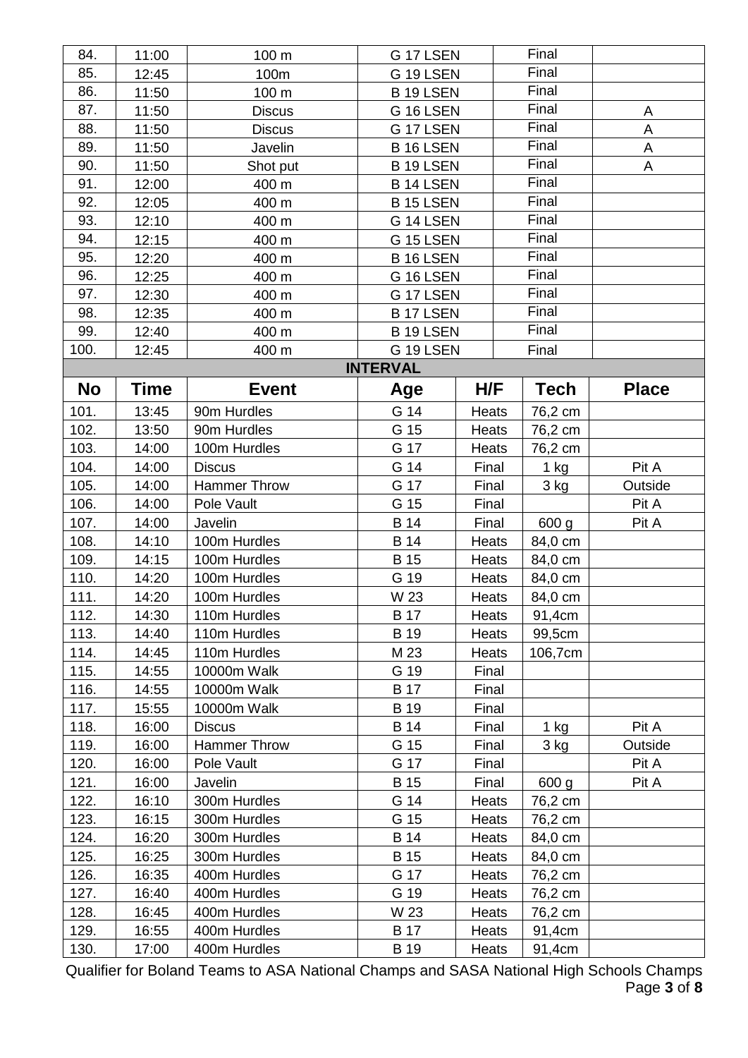| No | Time | Event | Age | H/F | Tech | Place |
|---|---|---|---|---|---|---|
| 84. | 11:00 | 100 m | G 17 LSEN | | Final | |
| 85. | 12:45 | 100m | G 19 LSEN | | Final | |
| 86. | 11:50 | 100 m | B 19 LSEN | | Final | |
| 87. | 11:50 | Discus | G 16 LSEN | | Final | A |
| 88. | 11:50 | Discus | G 17 LSEN | | Final | A |
| 89. | 11:50 | Javelin | B 16 LSEN | | Final | A |
| 90. | 11:50 | Shot put | B 19 LSEN | | Final | A |
| 91. | 12:00 | 400 m | B 14 LSEN | | Final | |
| 92. | 12:05 | 400 m | B 15 LSEN | | Final | |
| 93. | 12:10 | 400 m | G 14 LSEN | | Final | |
| 94. | 12:15 | 400 m | G 15 LSEN | | Final | |
| 95. | 12:20 | 400 m | B 16 LSEN | | Final | |
| 96. | 12:25 | 400 m | G 16 LSEN | | Final | |
| 97. | 12:30 | 400 m | G 17 LSEN | | Final | |
| 98. | 12:35 | 400 m | B 17 LSEN | | Final | |
| 99. | 12:40 | 400 m | B 19 LSEN | | Final | |
| 100. | 12:45 | 400 m | G 19 LSEN | | Final | |
| | | | **INTERVAL** | | | |
| **No** | **Time** | **Event** | **Age** | **H/F** | **Tech** | **Place** |
| 101. | 13:45 | 90m Hurdles | G 14 | Heats | 76,2 cm | |
| 102. | 13:50 | 90m Hurdles | G 15 | Heats | 76,2 cm | |
| 103. | 14:00 | 100m Hurdles | G 17 | Heats | 76,2 cm | |
| 104. | 14:00 | Discus | G 14 | Final | 1 kg | Pit A |
| 105. | 14:00 | Hammer Throw | G 17 | Final | 3 kg | Outside |
| 106. | 14:00 | Pole Vault | G 15 | Final | | Pit A |
| 107. | 14:00 | Javelin | B 14 | Final | 600 g | Pit A |
| 108. | 14:10 | 100m Hurdles | B 14 | Heats | 84,0 cm | |
| 109. | 14:15 | 100m Hurdles | B 15 | Heats | 84,0 cm | |
| 110. | 14:20 | 100m Hurdles | G 19 | Heats | 84,0 cm | |
| 111. | 14:20 | 100m Hurdles | W 23 | Heats | 84,0 cm | |
| 112. | 14:30 | 110m Hurdles | B 17 | Heats | 91,4cm | |
| 113. | 14:40 | 110m Hurdles | B 19 | Heats | 99,5cm | |
| 114. | 14:45 | 110m Hurdles | M 23 | Heats | 106,7cm | |
| 115. | 14:55 | 10000m Walk | G 19 | Final | | |
| 116. | 14:55 | 10000m Walk | B 17 | Final | | |
| 117. | 15:55 | 10000m Walk | B 19 | Final | | |
| 118. | 16:00 | Discus | B 14 | Final | 1 kg | Pit A |
| 119. | 16:00 | Hammer Throw | G 15 | Final | 3 kg | Outside |
| 120. | 16:00 | Pole Vault | G 17 | Final | | Pit A |
| 121. | 16:00 | Javelin | B 15 | Final | 600 g | Pit A |
| 122. | 16:10 | 300m Hurdles | G 14 | Heats | 76,2 cm | |
| 123. | 16:15 | 300m Hurdles | G 15 | Heats | 76,2 cm | |
| 124. | 16:20 | 300m Hurdles | B 14 | Heats | 84,0 cm | |
| 125. | 16:25 | 300m Hurdles | B 15 | Heats | 84,0 cm | |
| 126. | 16:35 | 400m Hurdles | G 17 | Heats | 76,2 cm | |
| 127. | 16:40 | 400m Hurdles | G 19 | Heats | 76,2 cm | |
| 128. | 16:45 | 400m Hurdles | W 23 | Heats | 76,2 cm | |
| 129. | 16:55 | 400m Hurdles | B 17 | Heats | 91,4cm | |
| 130. | 17:00 | 400m Hurdles | B 19 | Heats | 91,4cm | |

Qualifier for Boland Teams to ASA National Champs and SASA National High Schools Champs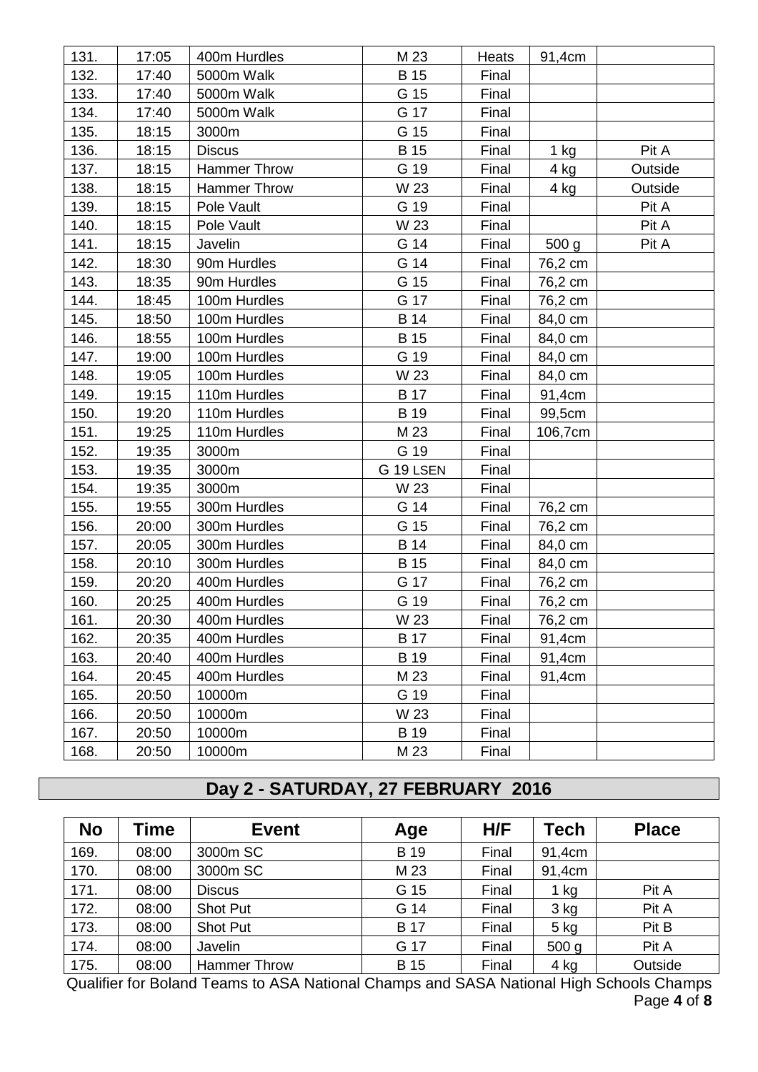| No | Time | Event | Age | H/F | Tech | Place |
|---|---|---|---|---|---|---|
| 131. | 17:05 | 400m Hurdles | M 23 | Heats | 91,4cm | |
| 132. | 17:40 | 5000m Walk | B 15 | Final | | |
| 133. | 17:40 | 5000m Walk | G 15 | Final | | |
| 134. | 17:40 | 5000m Walk | G 17 | Final | | |
| 135. | 18:15 | 3000m | G 15 | Final | | |
| 136. | 18:15 | Discus | B 15 | Final | 1 kg | Pit A |
| 137. | 18:15 | Hammer Throw | G 19 | Final | 4 kg | Outside |
| 138. | 18:15 | Hammer Throw | W 23 | Final | 4 kg | Outside |
| 139. | 18:15 | Pole Vault | G 19 | Final | | Pit A |
| 140. | 18:15 | Pole Vault | W 23 | Final | | Pit A |
| 141. | 18:15 | Javelin | G 14 | Final | 500 g | Pit A |
| 142. | 18:30 | 90m Hurdles | G 14 | Final | 76,2 cm | |
| 143. | 18:35 | 90m Hurdles | G 15 | Final | 76,2 cm | |
| 144. | 18:45 | 100m Hurdles | G 17 | Final | 76,2 cm | |
| 145. | 18:50 | 100m Hurdles | B 14 | Final | 84,0 cm | |
| 146. | 18:55 | 100m Hurdles | B 15 | Final | 84,0 cm | |
| 147. | 19:00 | 100m Hurdles | G 19 | Final | 84,0 cm | |
| 148. | 19:05 | 100m Hurdles | W 23 | Final | 84,0 cm | |
| 149. | 19:15 | 110m Hurdles | B 17 | Final | 91,4cm | |
| 150. | 19:20 | 110m Hurdles | B 19 | Final | 99,5cm | |
| 151. | 19:25 | 110m Hurdles | M 23 | Final | 106,7cm | |
| 152. | 19:35 | 3000m | G 19 | Final | | |
| 153. | 19:35 | 3000m | G 19 LSEN | Final | | |
| 154. | 19:35 | 3000m | W 23 | Final | | |
| 155. | 19:55 | 300m Hurdles | G 14 | Final | 76,2 cm | |
| 156. | 20:00 | 300m Hurdles | G 15 | Final | 76,2 cm | |
| 157. | 20:05 | 300m Hurdles | B 14 | Final | 84,0 cm | |
| 158. | 20:10 | 300m Hurdles | B 15 | Final | 84,0 cm | |
| 159. | 20:20 | 400m Hurdles | G 17 | Final | 76,2 cm | |
| 160. | 20:25 | 400m Hurdles | G 19 | Final | 76,2 cm | |
| 161. | 20:30 | 400m Hurdles | W 23 | Final | 76,2 cm | |
| 162. | 20:35 | 400m Hurdles | B 17 | Final | 91,4cm | |
| 163. | 20:40 | 400m Hurdles | B 19 | Final | 91,4cm | |
| 164. | 20:45 | 400m Hurdles | M 23 | Final | 91,4cm | |
| 165. | 20:50 | 10000m | G 19 | Final | | |
| 166. | 20:50 | 10000m | W 23 | Final | | |
| 167. | 20:50 | 10000m | B 19 | Final | | |
| 168. | 20:50 | 10000m | M 23 | Final | | |

## Day 2 - SATURDAY, 27 FEBRUARY 2016

| No | Time | Event | Age | H/F | Tech | Place |
|---|---|---|---|---|---|---|
| 169. | 08:00 | 3000m SC | B 19 | Final | 91,4cm | |
| 170. | 08:00 | 3000m SC | M 23 | Final | 91,4cm | |
| 171. | 08:00 | Discus | G 15 | Final | 1 kg | Pit A |
| 172. | 08:00 | Shot Put | G 14 | Final | 3 kg | Pit A |
| 173. | 08:00 | Shot Put | B 17 | Final | 5 kg | Pit B |
| 174. | 08:00 | Javelin | G 17 | Final | 500 g | Pit A |
| 175. | 08:00 | Hammer Throw | B 15 | Final | 4 kg | Outside |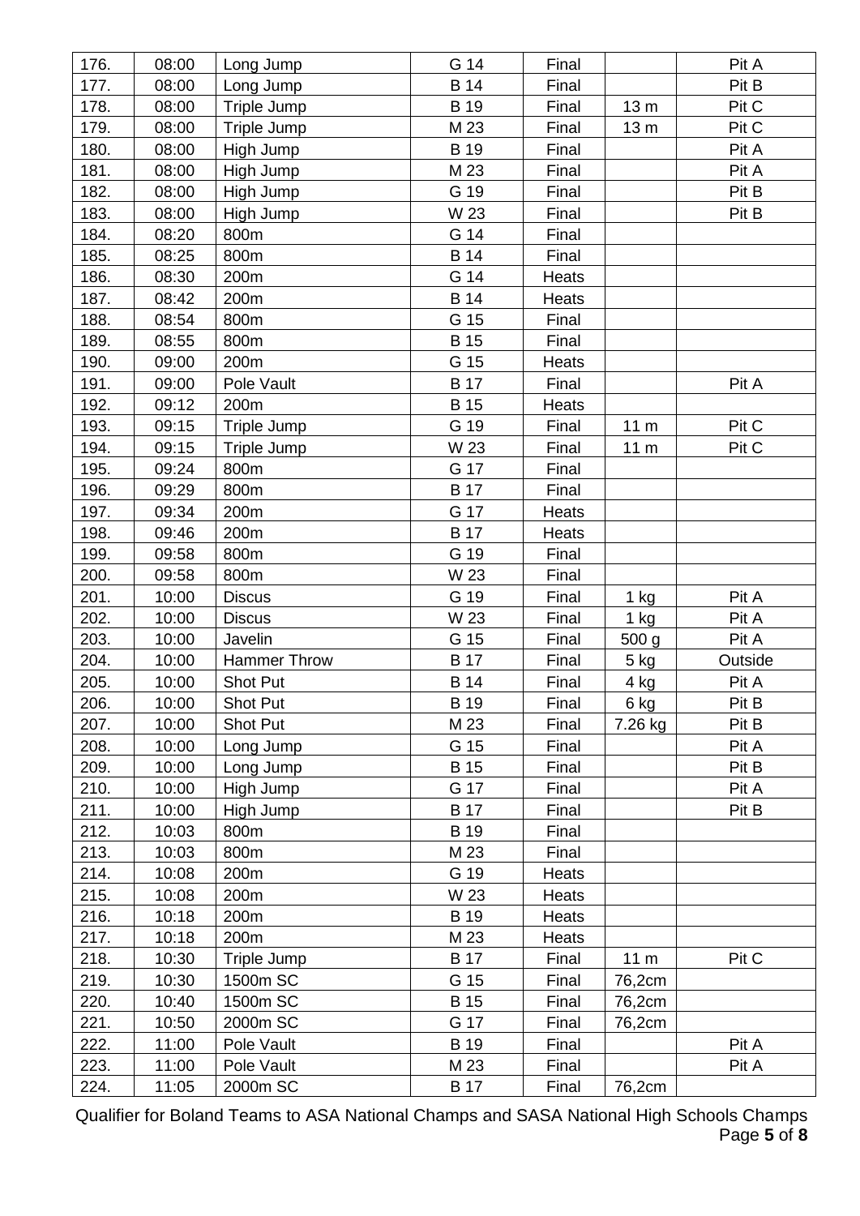| 176. | 08:00 | Long Jump | G 14 | Final | | Pit A |
|---|---|---|---|---|---|---|
| 177. | 08:00 | Long Jump | B 14 | Final | | Pit B |
| 178. | 08:00 | Triple Jump | B 19 | Final | 13 m | Pit C |
| 179. | 08:00 | Triple Jump | M 23 | Final | 13 m | Pit C |
| 180. | 08:00 | High Jump | B 19 | Final | | Pit A |
| 181. | 08:00 | High Jump | M 23 | Final | | Pit A |
| 182. | 08:00 | High Jump | G 19 | Final | | Pit B |
| 183. | 08:00 | High Jump | W 23 | Final | | Pit B |
| 184. | 08:20 | 800m | G 14 | Final | | |
| 185. | 08:25 | 800m | B 14 | Final | | |
| 186. | 08:30 | 200m | G 14 | Heats | | |
| 187. | 08:42 | 200m | B 14 | Heats | | |
| 188. | 08:54 | 800m | G 15 | Final | | |
| 189. | 08:55 | 800m | B 15 | Final | | |
| 190. | 09:00 | 200m | G 15 | Heats | | |
| 191. | 09:00 | Pole Vault | B 17 | Final | | Pit A |
| 192. | 09:12 | 200m | B 15 | Heats | | |
| 193. | 09:15 | Triple Jump | G 19 | Final | 11 m | Pit C |
| 194. | 09:15 | Triple Jump | W 23 | Final | 11 m | Pit C |
| 195. | 09:24 | 800m | G 17 | Final | | |
| 196. | 09:29 | 800m | B 17 | Final | | |
| 197. | 09:34 | 200m | G 17 | Heats | | |
| 198. | 09:46 | 200m | B 17 | Heats | | |
| 199. | 09:58 | 800m | G 19 | Final | | |
| 200. | 09:58 | 800m | W 23 | Final | | |
| 201. | 10:00 | Discus | G 19 | Final | 1 kg | Pit A |
| 202. | 10:00 | Discus | W 23 | Final | 1 kg | Pit A |
| 203. | 10:00 | Javelin | G 15 | Final | 500 g | Pit A |
| 204. | 10:00 | Hammer Throw | B 17 | Final | 5 kg | Outside |
| 205. | 10:00 | Shot Put | B 14 | Final | 4 kg | Pit A |
| 206. | 10:00 | Shot Put | B 19 | Final | 6 kg | Pit B |
| 207. | 10:00 | Shot Put | M 23 | Final | 7.26 kg | Pit B |
| 208. | 10:00 | Long Jump | G 15 | Final | | Pit A |
| 209. | 10:00 | Long Jump | B 15 | Final | | Pit B |
| 210. | 10:00 | High Jump | G 17 | Final | | Pit A |
| 211. | 10:00 | High Jump | B 17 | Final | | Pit B |
| 212. | 10:03 | 800m | B 19 | Final | | |
| 213. | 10:03 | 800m | M 23 | Final | | |
| 214. | 10:08 | 200m | G 19 | Heats | | |
| 215. | 10:08 | 200m | W 23 | Heats | | |
| 216. | 10:18 | 200m | B 19 | Heats | | |
| 217. | 10:18 | 200m | M 23 | Heats | | |
| 218. | 10:30 | Triple Jump | B 17 | Final | 11 m | Pit C |
| 219. | 10:30 | 1500m SC | G 15 | Final | 76,2cm | |
| 220. | 10:40 | 1500m SC | B 15 | Final | 76,2cm | |
| 221. | 10:50 | 2000m SC | G 17 | Final | 76,2cm | |
| 222. | 11:00 | Pole Vault | B 19 | Final | | Pit A |
| 223. | 11:00 | Pole Vault | M 23 | Final | | Pit A |
| 224. | 11:05 | 2000m SC | B 17 | Final | 76,2cm | |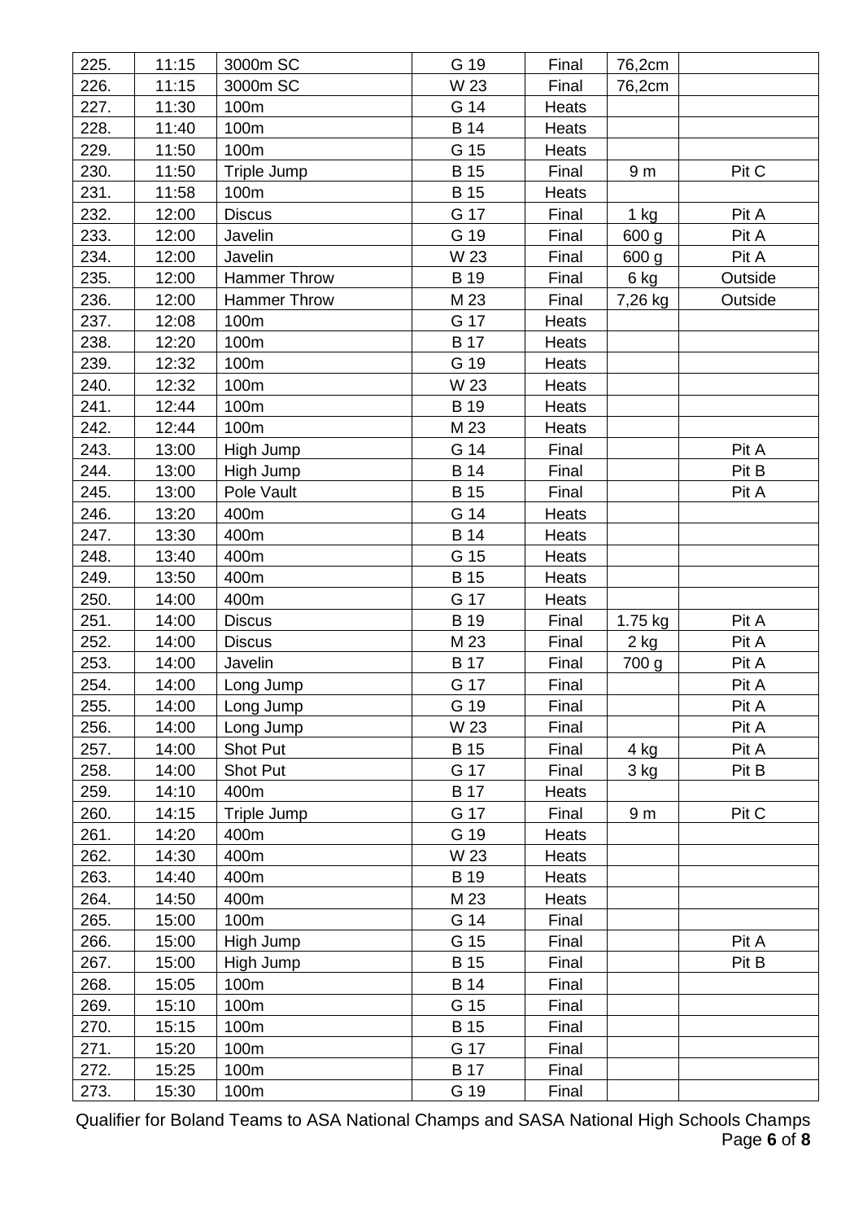| 225. | 11:15 | 3000m SC | G 19 | Final | 76,2cm | |
|---|---|---|---|---|---|---|
| 226. | 11:15 | 3000m SC | W 23 | Final | 76,2cm | |
| 227. | 11:30 | 100m | G 14 | Heats | | |
| 228. | 11:40 | 100m | B 14 | Heats | | |
| 229. | 11:50 | 100m | G 15 | Heats | | |
| 230. | 11:50 | Triple Jump | B 15 | Final | 9 m | Pit C |
| 231. | 11:58 | 100m | B 15 | Heats | | |
| 232. | 12:00 | Discus | G 17 | Final | 1 kg | Pit A |
| 233. | 12:00 | Javelin | G 19 | Final | 600 g | Pit A |
| 234. | 12:00 | Javelin | W 23 | Final | 600 g | Pit A |
| 235. | 12:00 | Hammer Throw | B 19 | Final | 6 kg | Outside |
| 236. | 12:00 | Hammer Throw | M 23 | Final | 7,26 kg | Outside |
| 237. | 12:08 | 100m | G 17 | Heats | | |
| 238. | 12:20 | 100m | B 17 | Heats | | |
| 239. | 12:32 | 100m | G 19 | Heats | | |
| 240. | 12:32 | 100m | W 23 | Heats | | |
| 241. | 12:44 | 100m | B 19 | Heats | | |
| 242. | 12:44 | 100m | M 23 | Heats | | |
| 243. | 13:00 | High Jump | G 14 | Final | | Pit A |
| 244. | 13:00 | High Jump | B 14 | Final | | Pit B |
| 245. | 13:00 | Pole Vault | B 15 | Final | | Pit A |
| 246. | 13:20 | 400m | G 14 | Heats | | |
| 247. | 13:30 | 400m | B 14 | Heats | | |
| 248. | 13:40 | 400m | G 15 | Heats | | |
| 249. | 13:50 | 400m | B 15 | Heats | | |
| 250. | 14:00 | 400m | G 17 | Heats | | |
| 251. | 14:00 | Discus | B 19 | Final | 1.75 kg | Pit A |
| 252. | 14:00 | Discus | M 23 | Final | 2 kg | Pit A |
| 253. | 14:00 | Javelin | B 17 | Final | 700 g | Pit A |
| 254. | 14:00 | Long Jump | G 17 | Final | | Pit A |
| 255. | 14:00 | Long Jump | G 19 | Final | | Pit A |
| 256. | 14:00 | Long Jump | W 23 | Final | | Pit A |
| 257. | 14:00 | Shot Put | B 15 | Final | 4 kg | Pit A |
| 258. | 14:00 | Shot Put | G 17 | Final | 3 kg | Pit B |
| 259. | 14:10 | 400m | B 17 | Heats | | |
| 260. | 14:15 | Triple Jump | G 17 | Final | 9 m | Pit C |
| 261. | 14:20 | 400m | G 19 | Heats | | |
| 262. | 14:30 | 400m | W 23 | Heats | | |
| 263. | 14:40 | 400m | B 19 | Heats | | |
| 264. | 14:50 | 400m | M 23 | Heats | | |
| 265. | 15:00 | 100m | G 14 | Final | | |
| 266. | 15:00 | High Jump | G 15 | Final | | Pit A |
| 267. | 15:00 | High Jump | B 15 | Final | | Pit B |
| 268. | 15:05 | 100m | B 14 | Final | | |
| 269. | 15:10 | 100m | G 15 | Final | | |
| 270. | 15:15 | 100m | B 15 | Final | | |
| 271. | 15:20 | 100m | G 17 | Final | | |
| 272. | 15:25 | 100m | B 17 | Final | | |
| 273. | 15:30 | 100m | G 19 | Final | | |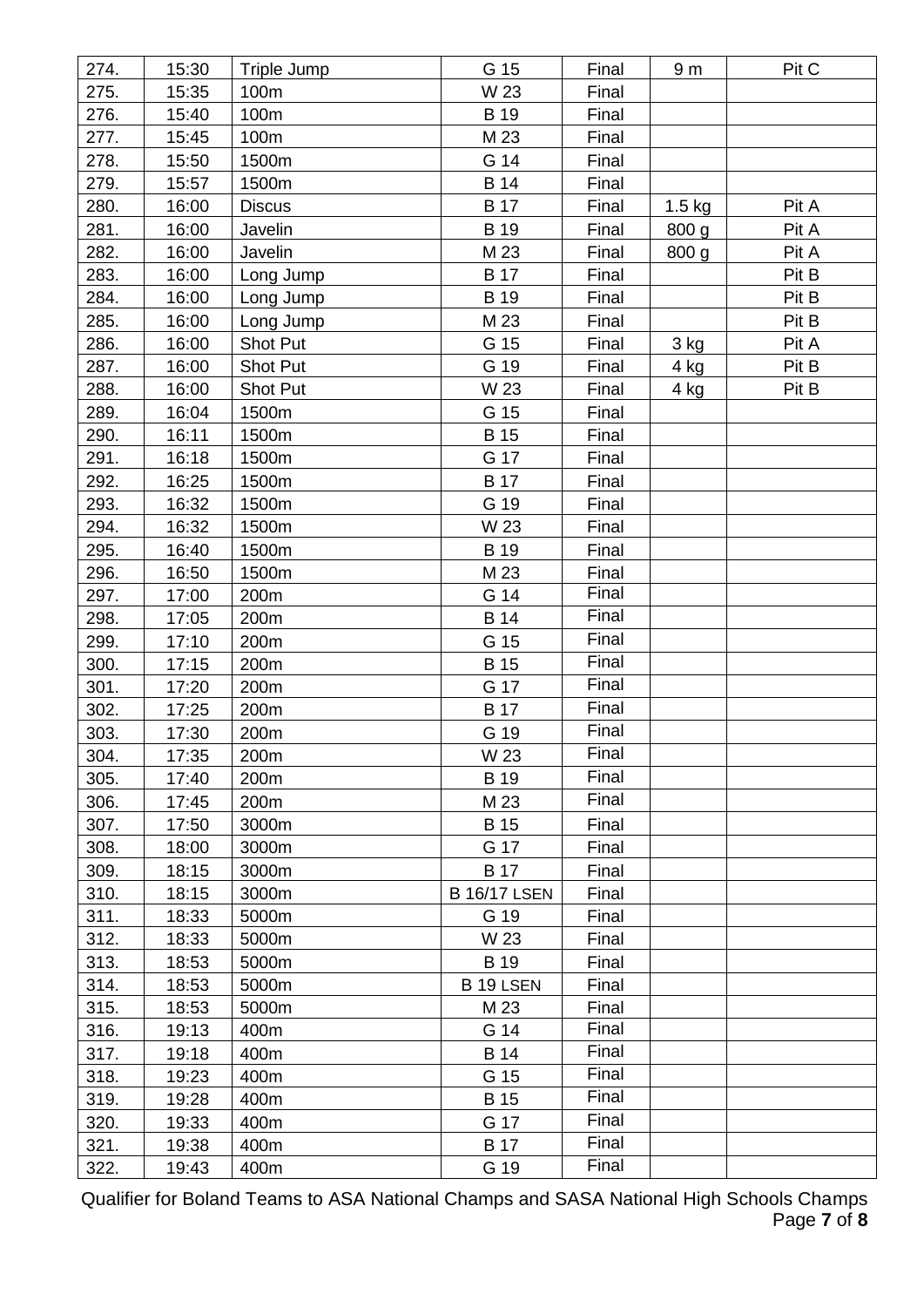| 274. | 15:30 | Triple Jump | G 15 | Final | 9 m | Pit C |
|---|---|---|---|---|---|---|
| 275. | 15:35 | 100m | W 23 | Final | | |
| 276. | 15:40 | 100m | B 19 | Final | | |
| 277. | 15:45 | 100m | M 23 | Final | | |
| 278. | 15:50 | 1500m | G 14 | Final | | |
| 279. | 15:57 | 1500m | B 14 | Final | | |
| 280. | 16:00 | Discus | B 17 | Final | 1.5 kg | Pit A |
| 281. | 16:00 | Javelin | B 19 | Final | 800 g | Pit A |
| 282. | 16:00 | Javelin | M 23 | Final | 800 g | Pit A |
| 283. | 16:00 | Long Jump | B 17 | Final | | Pit B |
| 284. | 16:00 | Long Jump | B 19 | Final | | Pit B |
| 285. | 16:00 | Long Jump | M 23 | Final | | Pit B |
| 286. | 16:00 | Shot Put | G 15 | Final | 3 kg | Pit A |
| 287. | 16:00 | Shot Put | G 19 | Final | 4 kg | Pit B |
| 288. | 16:00 | Shot Put | W 23 | Final | 4 kg | Pit B |
| 289. | 16:04 | 1500m | G 15 | Final | | |
| 290. | 16:11 | 1500m | B 15 | Final | | |
| 291. | 16:18 | 1500m | G 17 | Final | | |
| 292. | 16:25 | 1500m | B 17 | Final | | |
| 293. | 16:32 | 1500m | G 19 | Final | | |
| 294. | 16:32 | 1500m | W 23 | Final | | |
| 295. | 16:40 | 1500m | B 19 | Final | | |
| 296. | 16:50 | 1500m | M 23 | Final | | |
| 297. | 17:00 | 200m | G 14 | Final | | |
| 298. | 17:05 | 200m | B 14 | Final | | |
| 299. | 17:10 | 200m | G 15 | Final | | |
| 300. | 17:15 | 200m | B 15 | Final | | |
| 301. | 17:20 | 200m | G 17 | Final | | |
| 302. | 17:25 | 200m | B 17 | Final | | |
| 303. | 17:30 | 200m | G 19 | Final | | |
| 304. | 17:35 | 200m | W 23 | Final | | |
| 305. | 17:40 | 200m | B 19 | Final | | |
| 306. | 17:45 | 200m | M 23 | Final | | |
| 307. | 17:50 | 3000m | B 15 | Final | | |
| 308. | 18:00 | 3000m | G 17 | Final | | |
| 309. | 18:15 | 3000m | B 17 | Final | | |
| 310. | 18:15 | 3000m | B 16/17 LSEN | Final | | |
| 311. | 18:33 | 5000m | G 19 | Final | | |
| 312. | 18:33 | 5000m | W 23 | Final | | |
| 313. | 18:53 | 5000m | B 19 | Final | | |
| 314. | 18:53 | 5000m | B 19 LSEN | Final | | |
| 315. | 18:53 | 5000m | M 23 | Final | | |
| 316. | 19:13 | 400m | G 14 | Final | | |
| 317. | 19:18 | 400m | B 14 | Final | | |
| 318. | 19:23 | 400m | G 15 | Final | | |
| 319. | 19:28 | 400m | B 15 | Final | | |
| 320. | 19:33 | 400m | G 17 | Final | | |
| 321. | 19:38 | 400m | B 17 | Final | | |
| 322. | 19:43 | 400m | G 19 | Final | | |

Qualifier for Boland Teams to ASA National Champs and SASA National High Schools Champs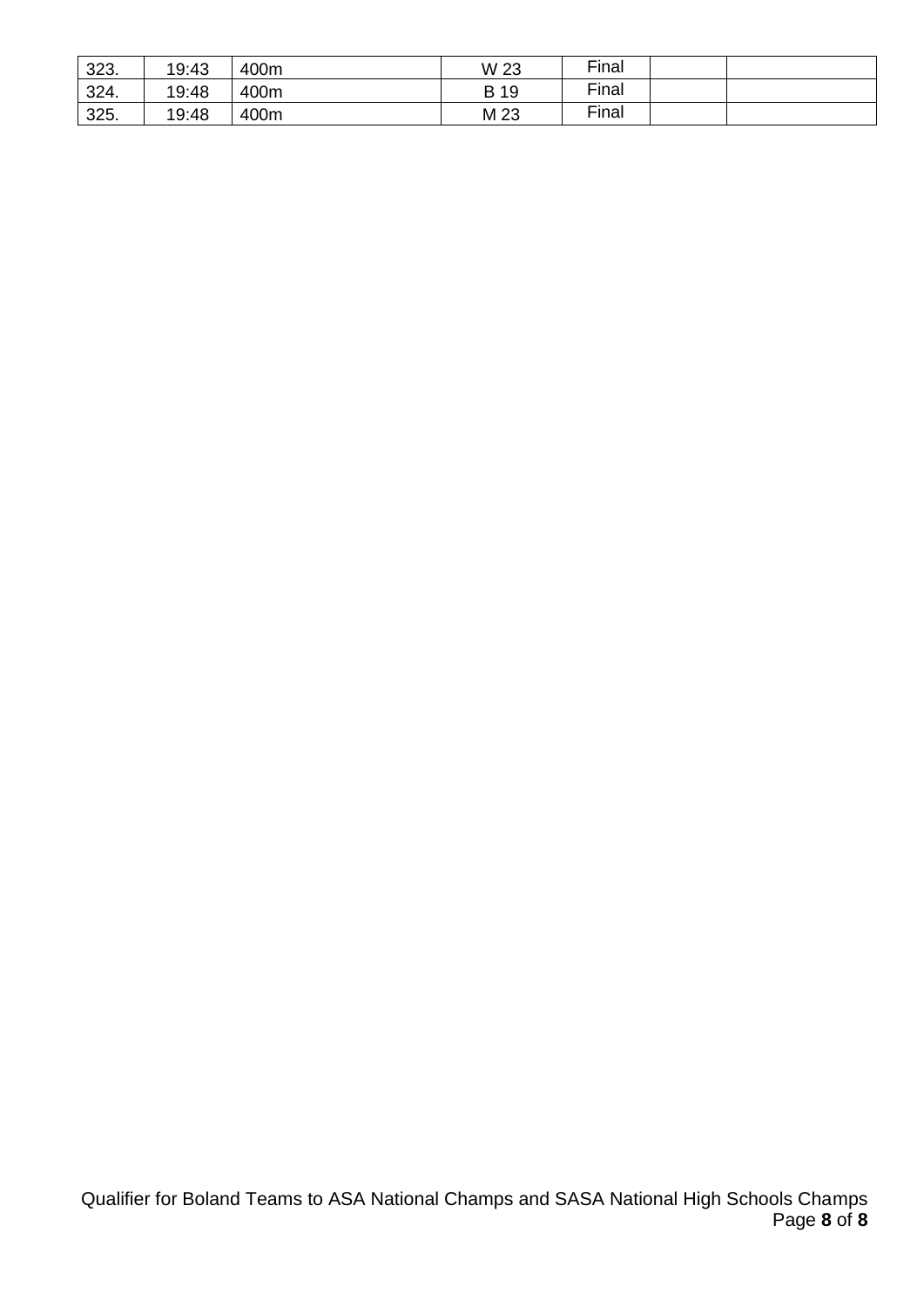| | | | | | | |
|---|---|---|---|---|---|---|
| 323. | 19:43 | 400m | W 23 | Final | | |
| 324. | 19:48 | 400m | B 19 | Final | | |
| 325. | 19:48 | 400m | M 23 | Final | | |